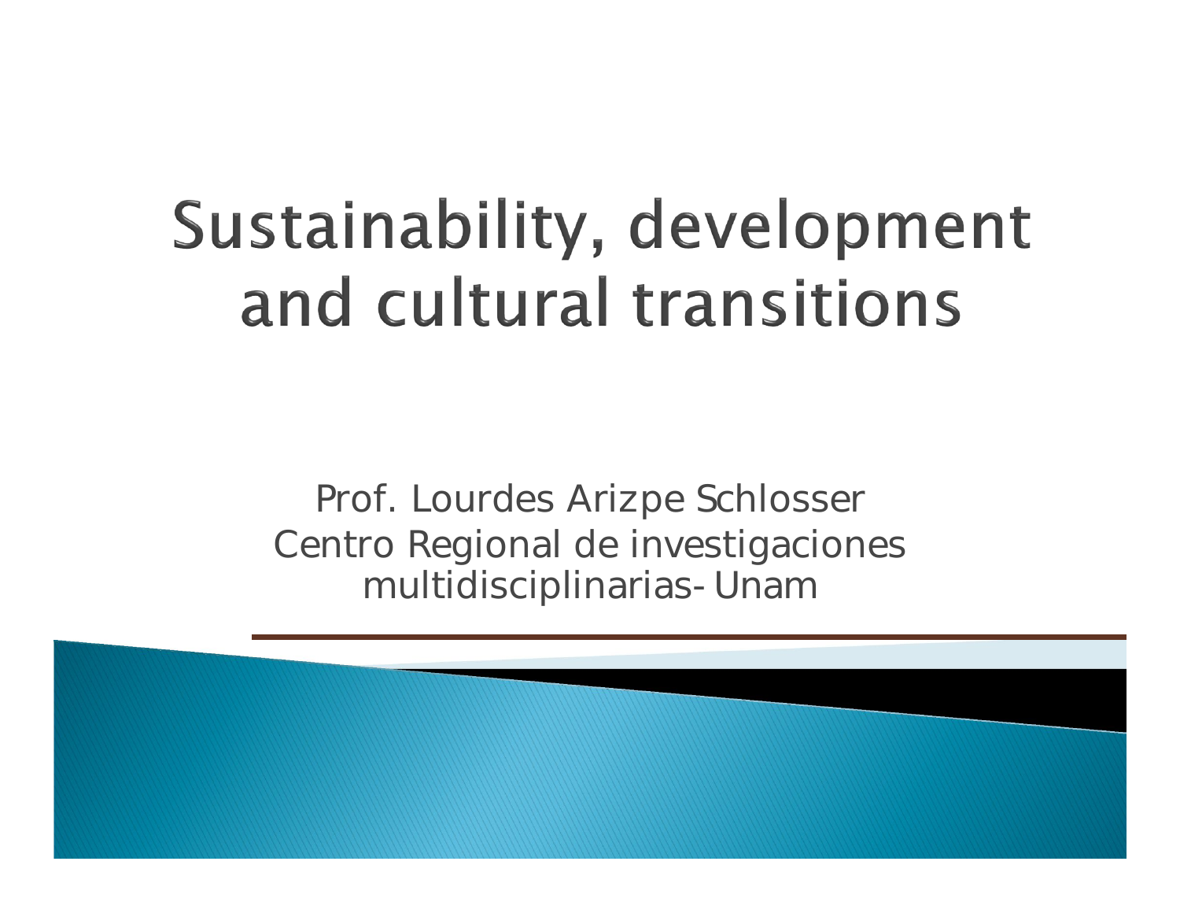# Sustainability, development and cultural transitions

Prof. Lourdes Arizpe Schlosser
Centro Regional de investigaciones multidisciplinarias- Unam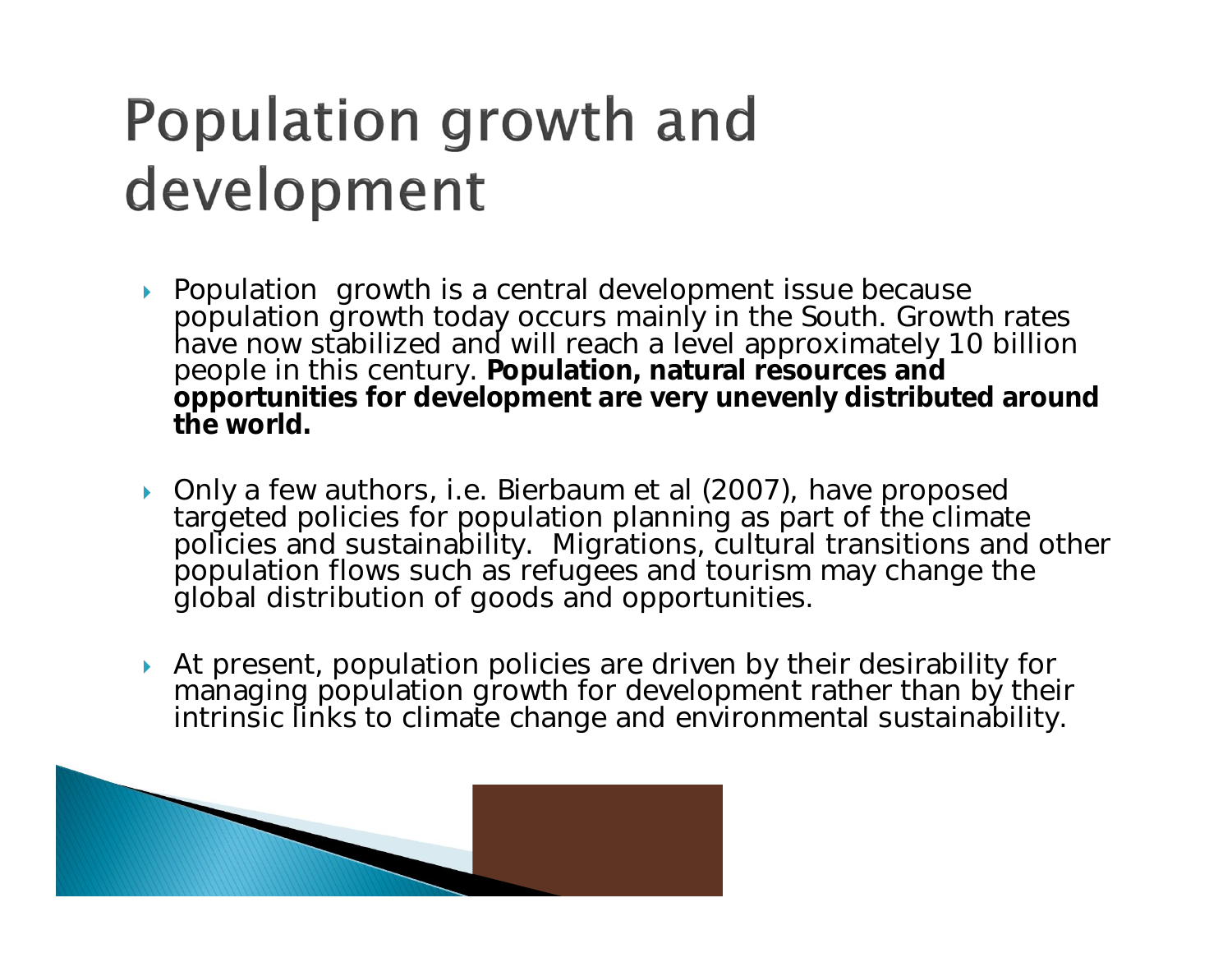# Population growth and development

- Population growth is a central development issue because population growth today occurs mainly in the South. Growth rates have now stabilized and will reach a level approximately 10 billion people in this century. **Population, natural resources and opportunities for development are very unevenly distributed around the world.**

- Only a few authors, i.e. Bierbaum et al (2007), have proposed targeted policies for population planning as part of the climate policies and sustainability. Migrations, cultural transitions and other population flows such as refugees and tourism may change the global distribution of goods and opportunities.

- At present, population policies are driven by their desirability for managing population growth for development rather than by their intrinsic links to climate change and environmental sustainability.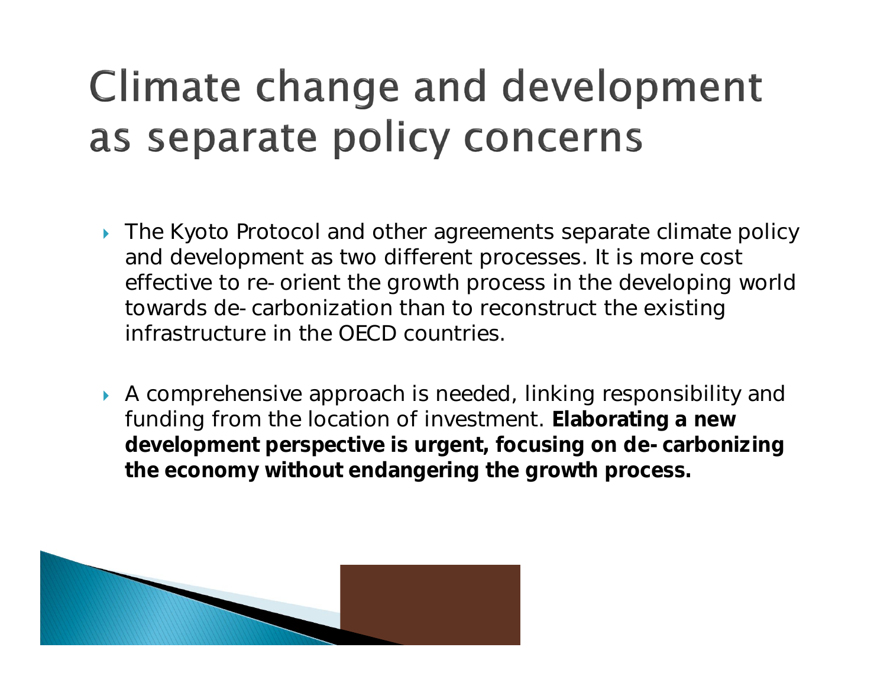# Climate change and development as separate policy concerns

- The Kyoto Protocol and other agreements separate climate policy and development as two different processes. It is more cost effective to re-orient the growth process in the developing world towards de-carbonization than to reconstruct the existing infrastructure in the OECD countries.

- A comprehensive approach is needed, linking responsibility and funding from the location of investment. **Elaborating a new development perspective is urgent, focusing on de-carbonizing the economy without endangering the growth process.**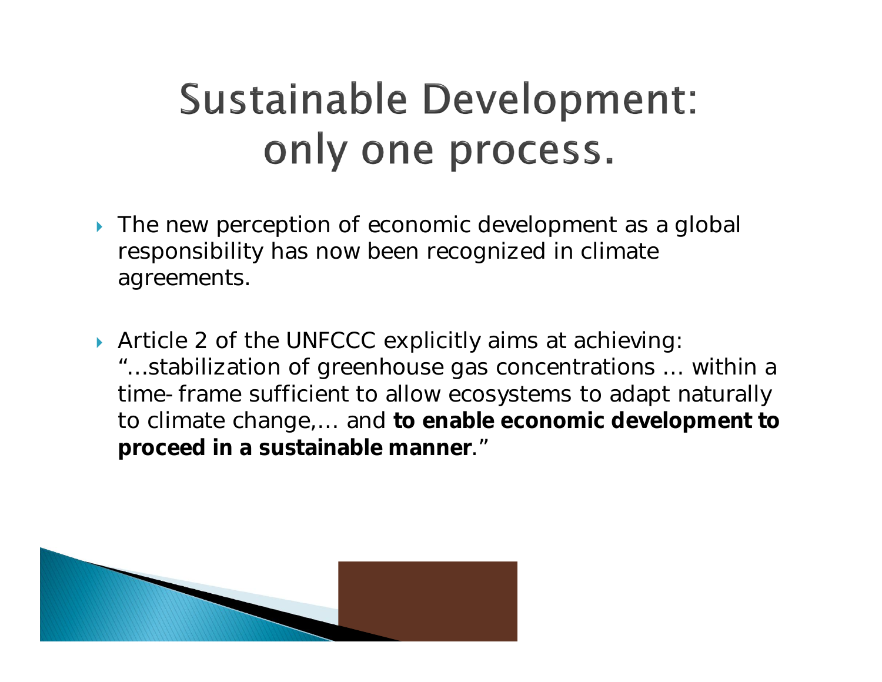# Sustainable Development: only one process.

- The new perception of economic development as a global responsibility has now been recognized in climate agreements.

- Article 2 of the UNFCCC explicitly aims at achieving: "…stabilization of greenhouse gas concentrations … within a time-frame sufficient to allow ecosystems to adapt naturally to climate change,… and **to enable economic development to proceed in a sustainable manner**."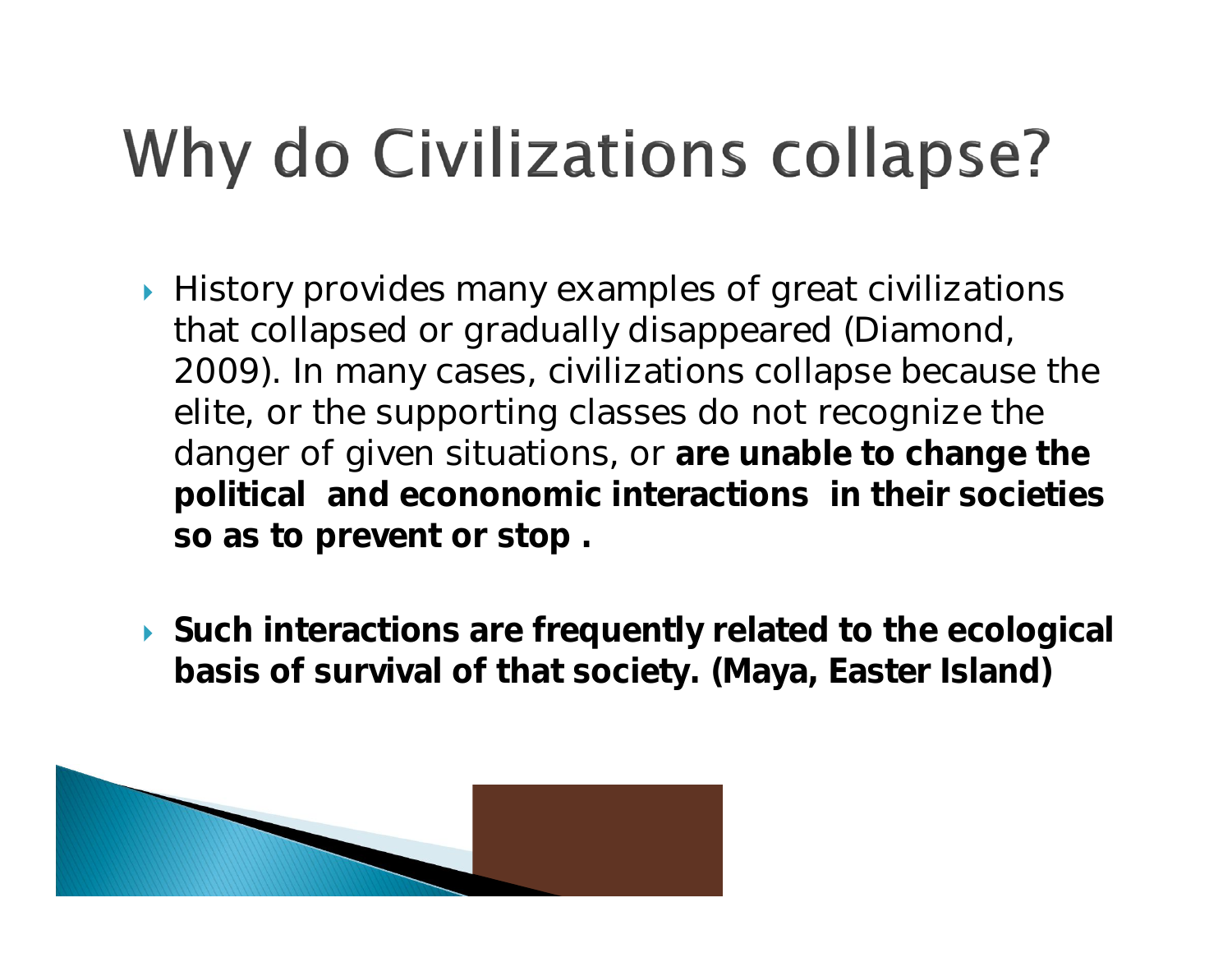# Why do Civilizations collapse?

- History provides many examples of great civilizations that collapsed or gradually disappeared (Diamond, 2009). In many cases, civilizations collapse because the elite, or the supporting classes do not recognize the danger of given situations, or **are unable to change the political and econonomic interactions in their societies so as to prevent or stop .**

- **Such interactions are frequently related to the ecological basis of survival of that society. (Maya, Easter Island)**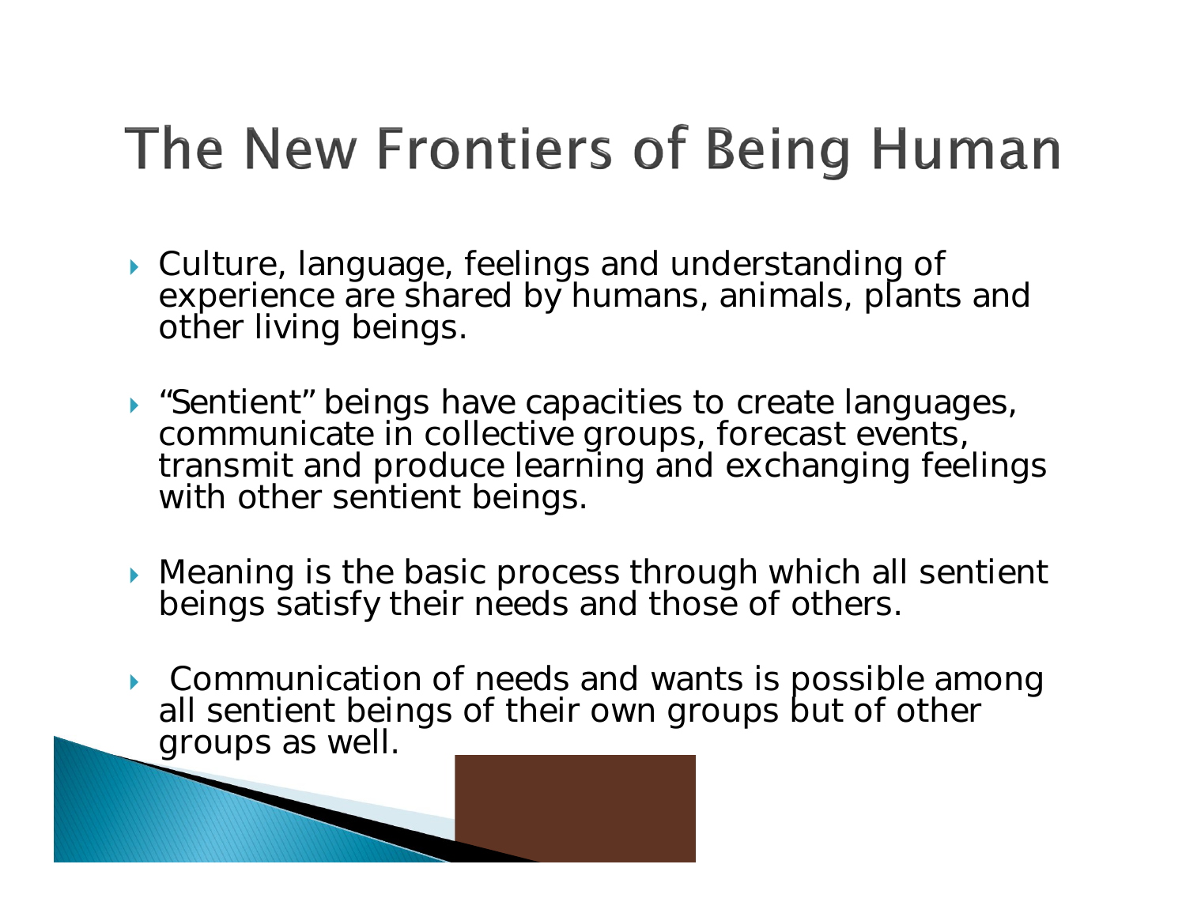# The New Frontiers of Being Human

- Culture, language, feelings and understanding of experience are shared by humans, animals, plants and other living beings.
- "Sentient" beings have capacities to create languages, communicate in collective groups, forecast events, transmit and produce learning and exchanging feelings with other sentient beings.
- Meaning is the basic process through which all sentient beings satisfy their needs and those of others.
- Communication of needs and wants is possible among all sentient beings of their own groups but of other groups as well.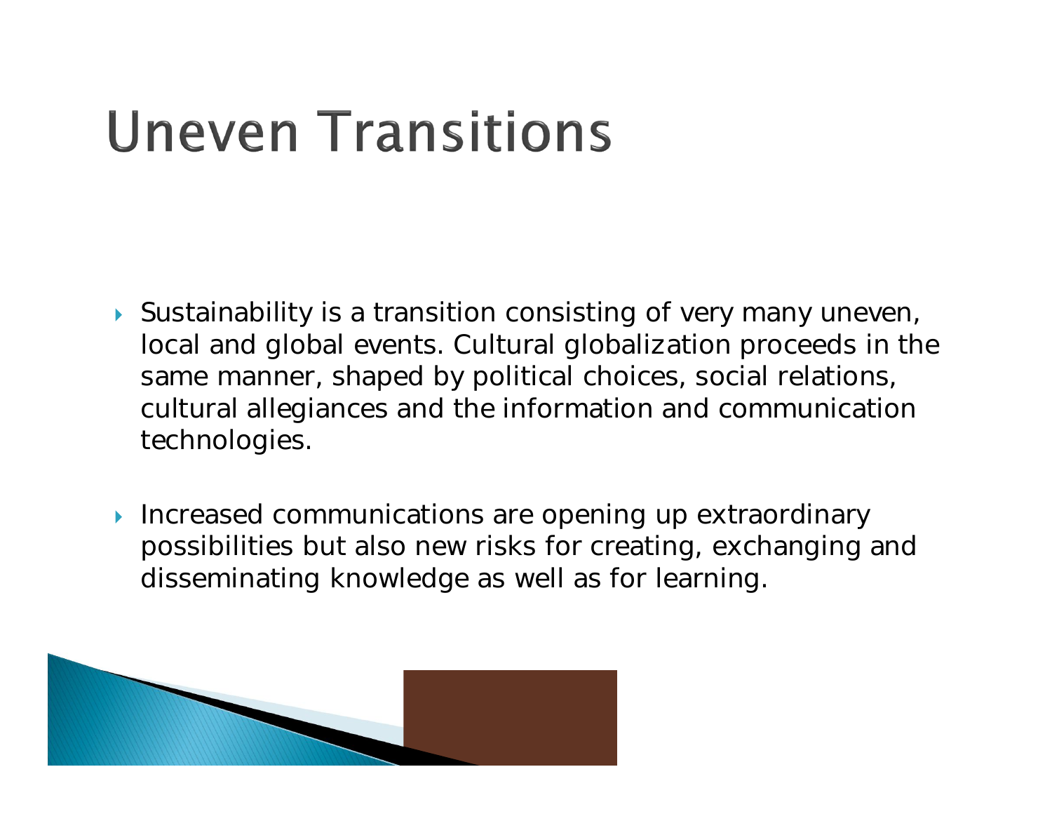# Uneven Transitions

- Sustainability is a transition consisting of very many uneven, local and global events. Cultural globalization proceeds in the same manner, shaped by political choices, social relations, cultural allegiances and the information and communication technologies.

- Increased communications are opening up extraordinary possibilities but also new risks for creating, exchanging and disseminating knowledge as well as for learning.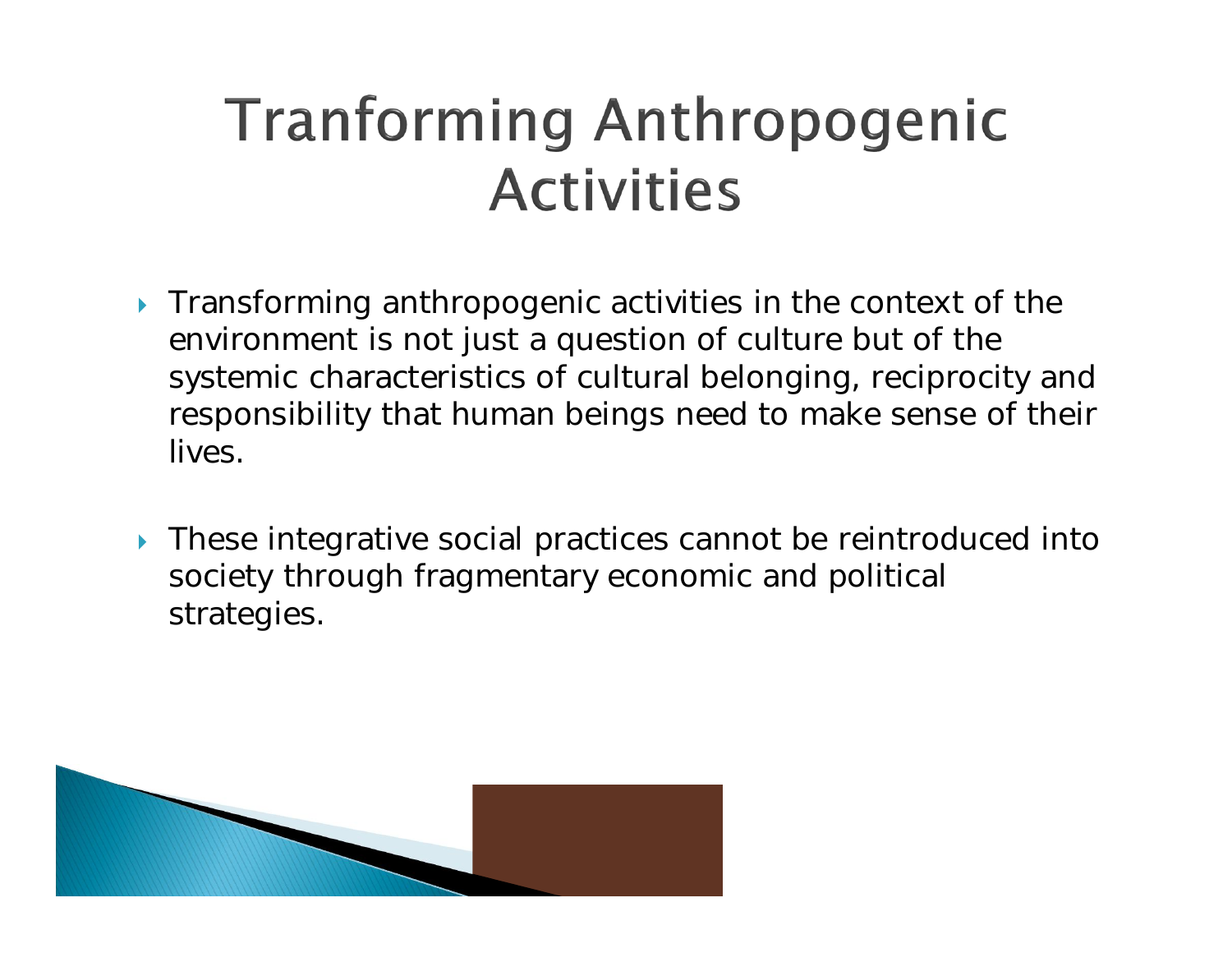# Tranforming Anthropogenic Activities

- Transforming anthropogenic activities in the context of the environment is not just a question of culture but of the systemic characteristics of cultural belonging, reciprocity and responsibility that human beings need to make sense of their lives.
- These integrative social practices cannot be reintroduced into society through fragmentary economic and political strategies.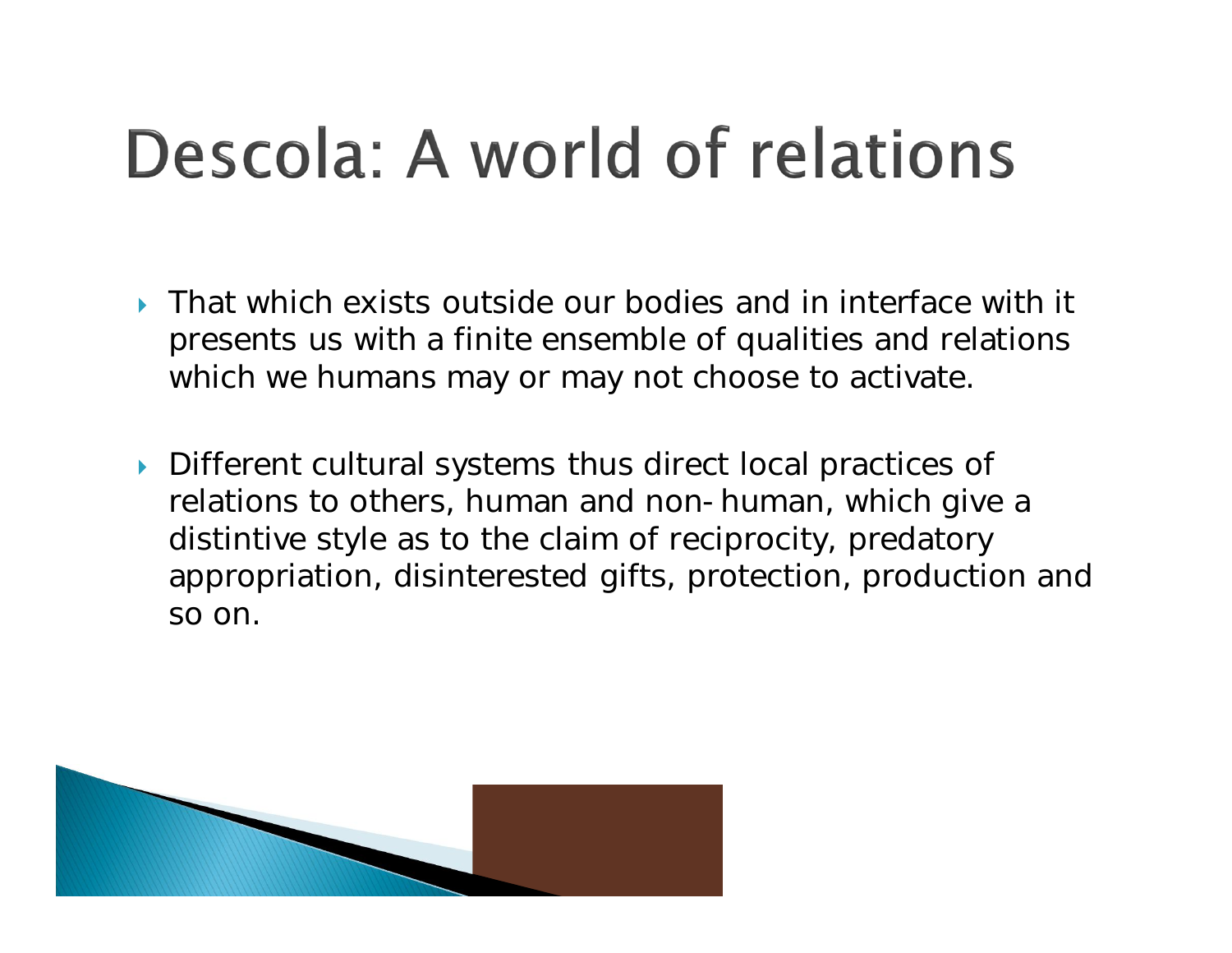# Descola: A world of relations

- That which exists outside our bodies and in interface with it presents us with a finite ensemble of qualities and relations which we humans may or may not choose to activate.

- Different cultural systems thus direct local practices of relations to others, human and non- human, which give a distintive style as to the claim of reciprocity, predatory appropriation, disinterested gifts, protection, production and so on.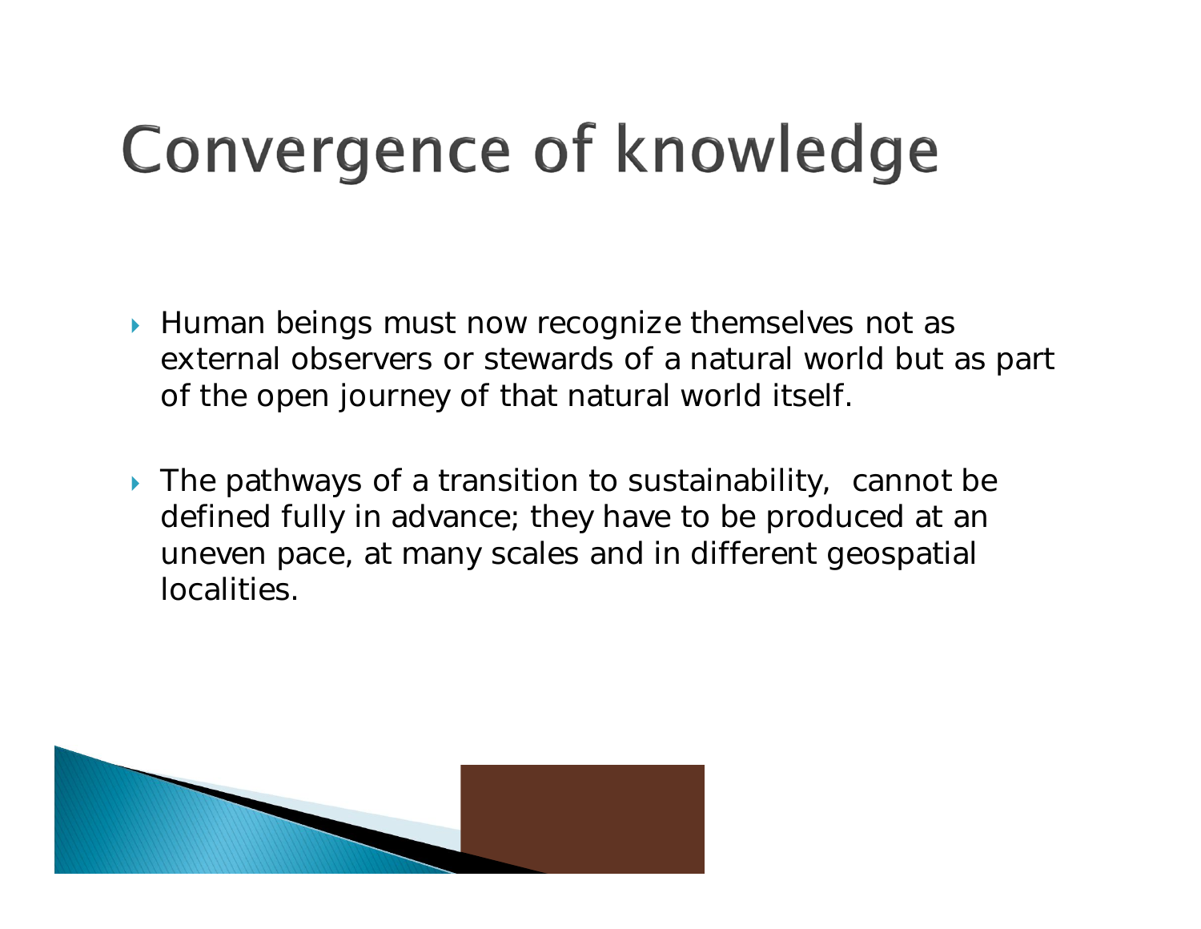# Convergence of knowledge

- Human beings must now recognize themselves not as external observers or stewards of a natural world but as part of the open journey of that natural world itself.
- The pathways of a transition to sustainability, cannot be defined fully in advance; they have to be produced at an uneven pace, at many scales and in different geospatial localities.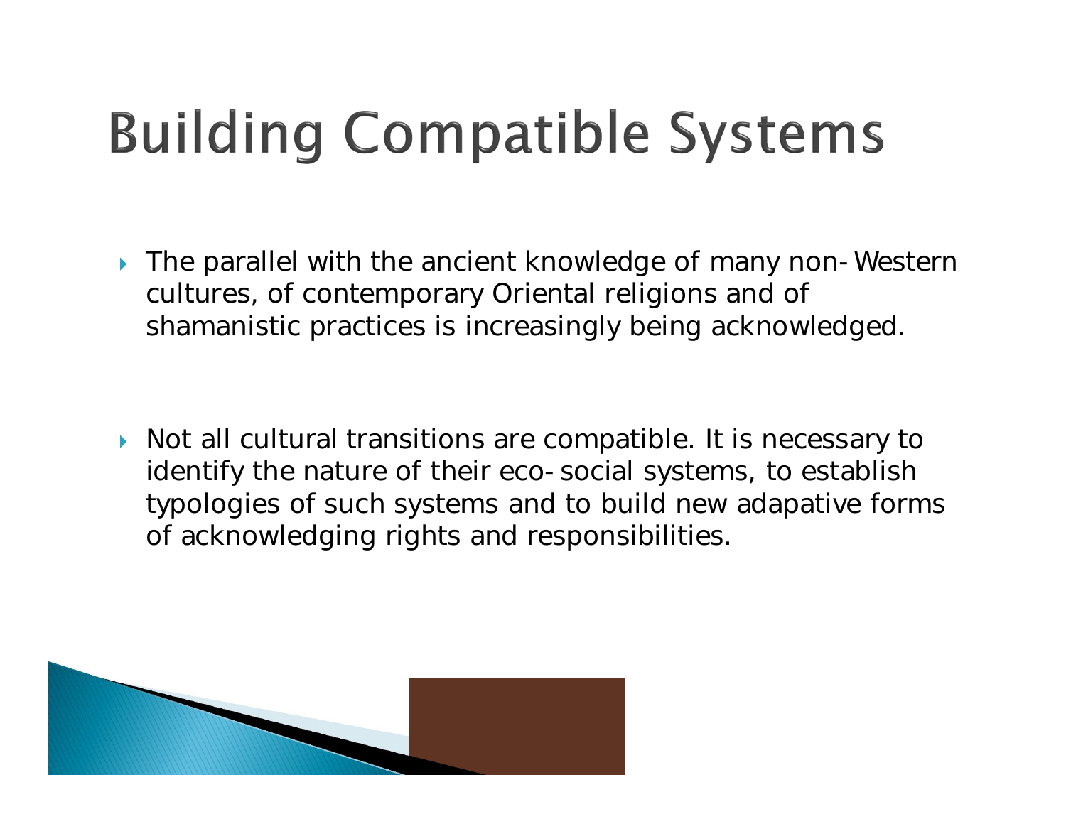# Building Compatible Systems

- The parallel with the ancient knowledge of many non-Western cultures, of contemporary Oriental religions and of shamanistic practices is increasingly being acknowledged.

- Not all cultural transitions are compatible. It is necessary to identify the nature of their eco-social systems, to establish typologies of such systems and to build new adapative forms of acknowledging rights and responsibilities.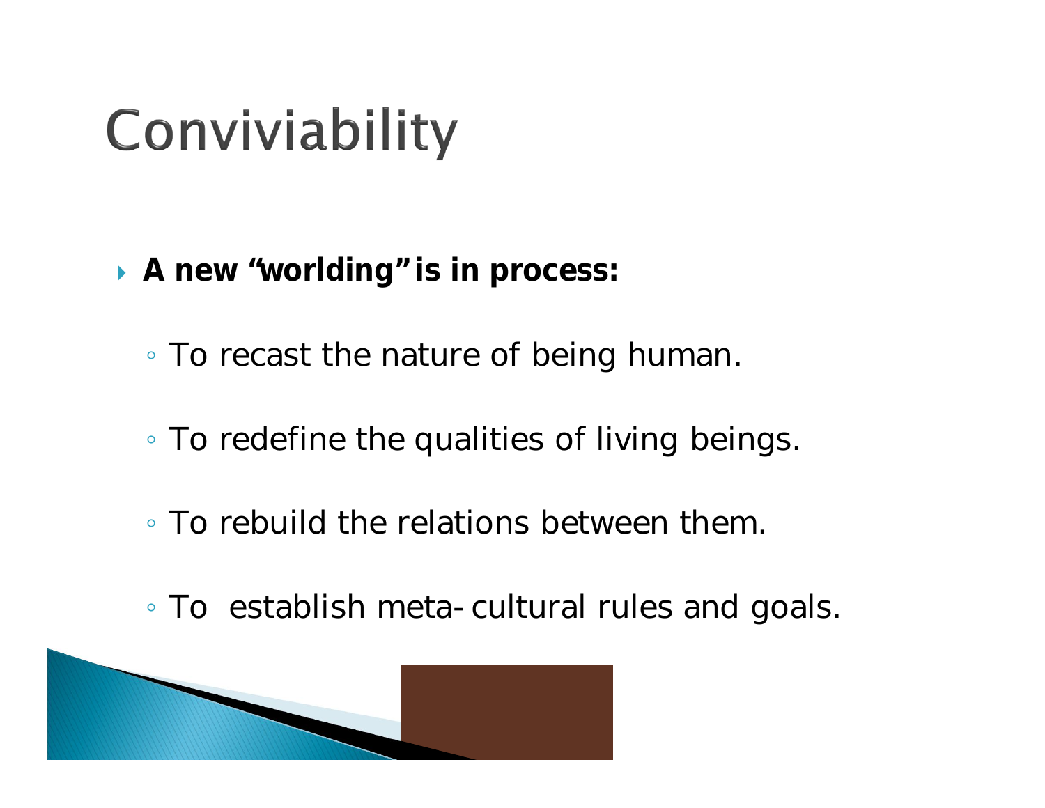# Conviviability

- **A new "worlding" is in process:**
  - To recast the nature of being human.
  - To redefine the qualities of living beings.
  - To rebuild the relations between them.
  - To establish meta-cultural rules and goals.